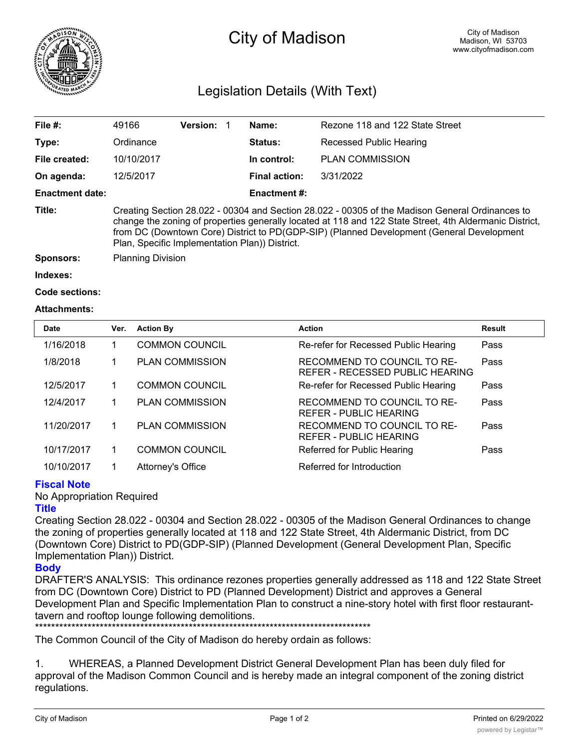# City of Madison

City of Madison
Madison, WI 53703
www.cityofmadison.com

## Legislation Details (With Text)

| | | | | | |
|---|---|---|---|---|---|
| **File #:** | 49166 | **Version:** | 1 | **Name:** | Rezone 118 and 122 State Street |
| **Type:** | Ordinance | | | **Status:** | Recessed Public Hearing |
| **File created:** | 10/10/2017 | | | **In control:** | PLAN COMMISSION |
| **On agenda:** | 12/5/2017 | | | **Final action:** | 3/31/2022 |
| **Enactment date:** | | | | **Enactment #:** | |

**Title:** Creating Section 28.022 - 00304 and Section 28.022 - 00305 of the Madison General Ordinances to change the zoning of properties generally located at 118 and 122 State Street, 4th Aldermanic District, from DC (Downtown Core) District to PD(GDP-SIP) (Planned Development (General Development Plan, Specific Implementation Plan)) District.

**Sponsors:** Planning Division

**Indexes:**

**Code sections:**

**Attachments:**

| Date | Ver. | Action By | Action | Result |
|---|---|---|---|---|
| 1/16/2018 | 1 | COMMON COUNCIL | Re-refer for Recessed Public Hearing | Pass |
| 1/8/2018 | 1 | PLAN COMMISSION | RECOMMEND TO COUNCIL TO RE-REFER - RECESSED PUBLIC HEARING | Pass |
| 12/5/2017 | 1 | COMMON COUNCIL | Re-refer for Recessed Public Hearing | Pass |
| 12/4/2017 | 1 | PLAN COMMISSION | RECOMMEND TO COUNCIL TO RE-REFER - PUBLIC HEARING | Pass |
| 11/20/2017 | 1 | PLAN COMMISSION | RECOMMEND TO COUNCIL TO RE-REFER - PUBLIC HEARING | Pass |
| 10/17/2017 | 1 | COMMON COUNCIL | Referred for Public Hearing | Pass |
| 10/10/2017 | 1 | Attorney's Office | Referred for Introduction | |

### Fiscal Note

No Appropriation Required

### Title

Creating Section 28.022 - 00304 and Section 28.022 - 00305 of the Madison General Ordinances to change the zoning of properties generally located at 118 and 122 State Street, 4th Aldermanic District, from DC (Downtown Core) District to PD(GDP-SIP) (Planned Development (General Development Plan, Specific Implementation Plan)) District.

### Body

DRAFTER'S ANALYSIS: This ordinance rezones properties generally addressed as 118 and 122 State Street from DC (Downtown Core) District to PD (Planned Development) District and approves a General Development Plan and Specific Implementation Plan to construct a nine-story hotel with first floor restaurant-tavern and rooftop lounge following demolitions.

*****************************************************************************************

The Common Council of the City of Madison do hereby ordain as follows:

1. WHEREAS, a Planned Development District General Development Plan has been duly filed for approval of the Madison Common Council and is hereby made an integral component of the zoning district regulations.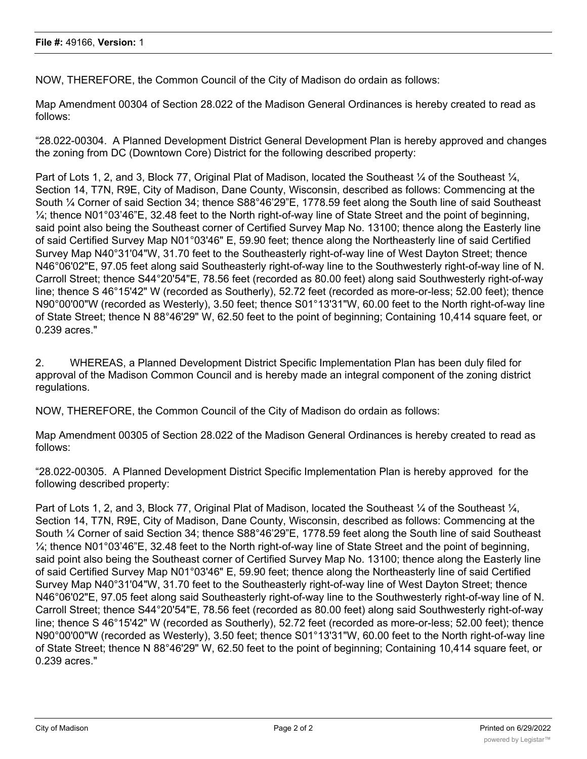**File #:** 49166, **Version:** 1

NOW, THEREFORE, the Common Council of the City of Madison do ordain as follows:

Map Amendment 00304 of Section 28.022 of the Madison General Ordinances is hereby created to read as follows:

"28.022-00304. A Planned Development District General Development Plan is hereby approved and changes the zoning from DC (Downtown Core) District for the following described property:

Part of Lots 1, 2, and 3, Block 77, Original Plat of Madison, located the Southeast ¼ of the Southeast ¼, Section 14, T7N, R9E, City of Madison, Dane County, Wisconsin, described as follows: Commencing at the South ¼ Corner of said Section 34; thence S88°46'29"E, 1778.59 feet along the South line of said Southeast ¼; thence N01°03'46"E, 32.48 feet to the North right-of-way line of State Street and the point of beginning, said point also being the Southeast corner of Certified Survey Map No. 13100; thence along the Easterly line of said Certified Survey Map N01°03'46" E, 59.90 feet; thence along the Northeasterly line of said Certified Survey Map N40°31'04"W, 31.70 feet to the Southeasterly right-of-way line of West Dayton Street; thence N46°06'02"E, 97.05 feet along said Southeasterly right-of-way line to the Southwesterly right-of-way line of N. Carroll Street; thence S44°20'54"E, 78.56 feet (recorded as 80.00 feet) along said Southwesterly right-of-way line; thence S 46°15'42" W (recorded as Southerly), 52.72 feet (recorded as more-or-less; 52.00 feet); thence N90°00'00"W (recorded as Westerly), 3.50 feet; thence S01°13'31"W, 60.00 feet to the North right-of-way line of State Street; thence N 88°46'29" W, 62.50 feet to the point of beginning; Containing 10,414 square feet, or 0.239 acres."

2. WHEREAS, a Planned Development District Specific Implementation Plan has been duly filed for approval of the Madison Common Council and is hereby made an integral component of the zoning district regulations.

NOW, THEREFORE, the Common Council of the City of Madison do ordain as follows:

Map Amendment 00305 of Section 28.022 of the Madison General Ordinances is hereby created to read as follows:

"28.022-00305. A Planned Development District Specific Implementation Plan is hereby approved for the following described property:

Part of Lots 1, 2, and 3, Block 77, Original Plat of Madison, located the Southeast ¼ of the Southeast ¼, Section 14, T7N, R9E, City of Madison, Dane County, Wisconsin, described as follows: Commencing at the South ¼ Corner of said Section 34; thence S88°46'29"E, 1778.59 feet along the South line of said Southeast ¼; thence N01°03'46"E, 32.48 feet to the North right-of-way line of State Street and the point of beginning, said point also being the Southeast corner of Certified Survey Map No. 13100; thence along the Easterly line of said Certified Survey Map N01°03'46" E, 59.90 feet; thence along the Northeasterly line of said Certified Survey Map N40°31'04"W, 31.70 feet to the Southeasterly right-of-way line of West Dayton Street; thence N46°06'02"E, 97.05 feet along said Southeasterly right-of-way line to the Southwesterly right-of-way line of N. Carroll Street; thence S44°20'54"E, 78.56 feet (recorded as 80.00 feet) along said Southwesterly right-of-way line; thence S 46°15'42" W (recorded as Southerly), 52.72 feet (recorded as more-or-less; 52.00 feet); thence N90°00'00"W (recorded as Westerly), 3.50 feet; thence S01°13'31"W, 60.00 feet to the North right-of-way line of State Street; thence N 88°46'29" W, 62.50 feet to the point of beginning; Containing 10,414 square feet, or 0.239 acres."